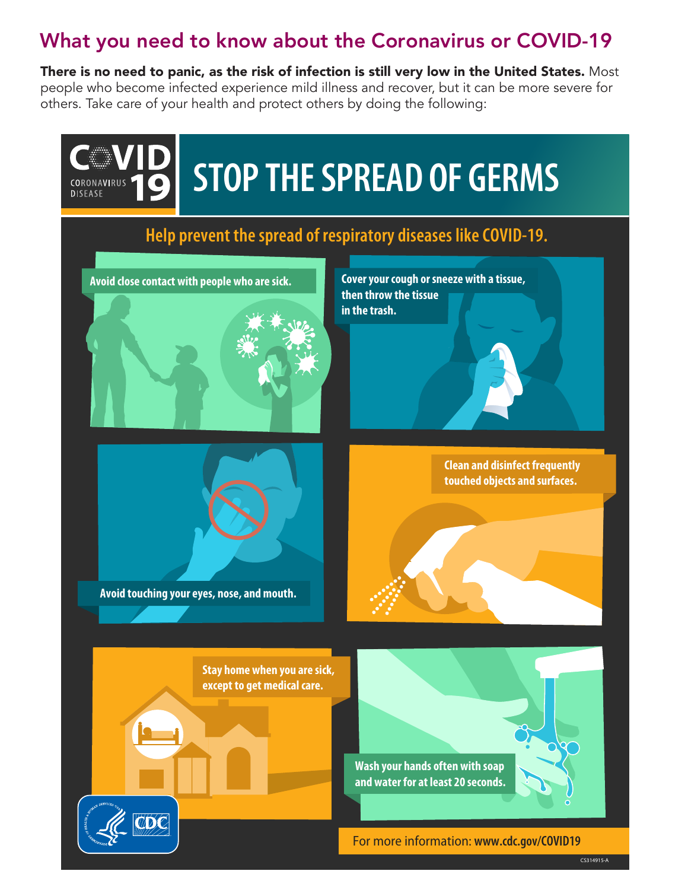# What you need to know about the Coronavirus or COVID-19

**There is no need to panic, as the risk of infection is still very low in the United States.** Most people who become infected experience mild illness and recover, but it can be more severe for others. Take care of your health and protect others by doing the following:

COVID 19 CORONAVIRUS DISEASE

## STOP THE SPREAD OF GERMS

### Help prevent the spread of respiratory diseases like COVID-19.

- Avoid close contact with people who are sick.
- Cover your cough or sneeze with a tissue, then throw the tissue in the trash.
- Avoid touching your eyes, nose, and mouth.
- Clean and disinfect frequently touched objects and surfaces.
- Stay home when you are sick, except to get medical care.
- Wash your hands often with soap and water for at least 20 seconds.

For more information: **www.cdc.gov/COVID19**

CS314915-A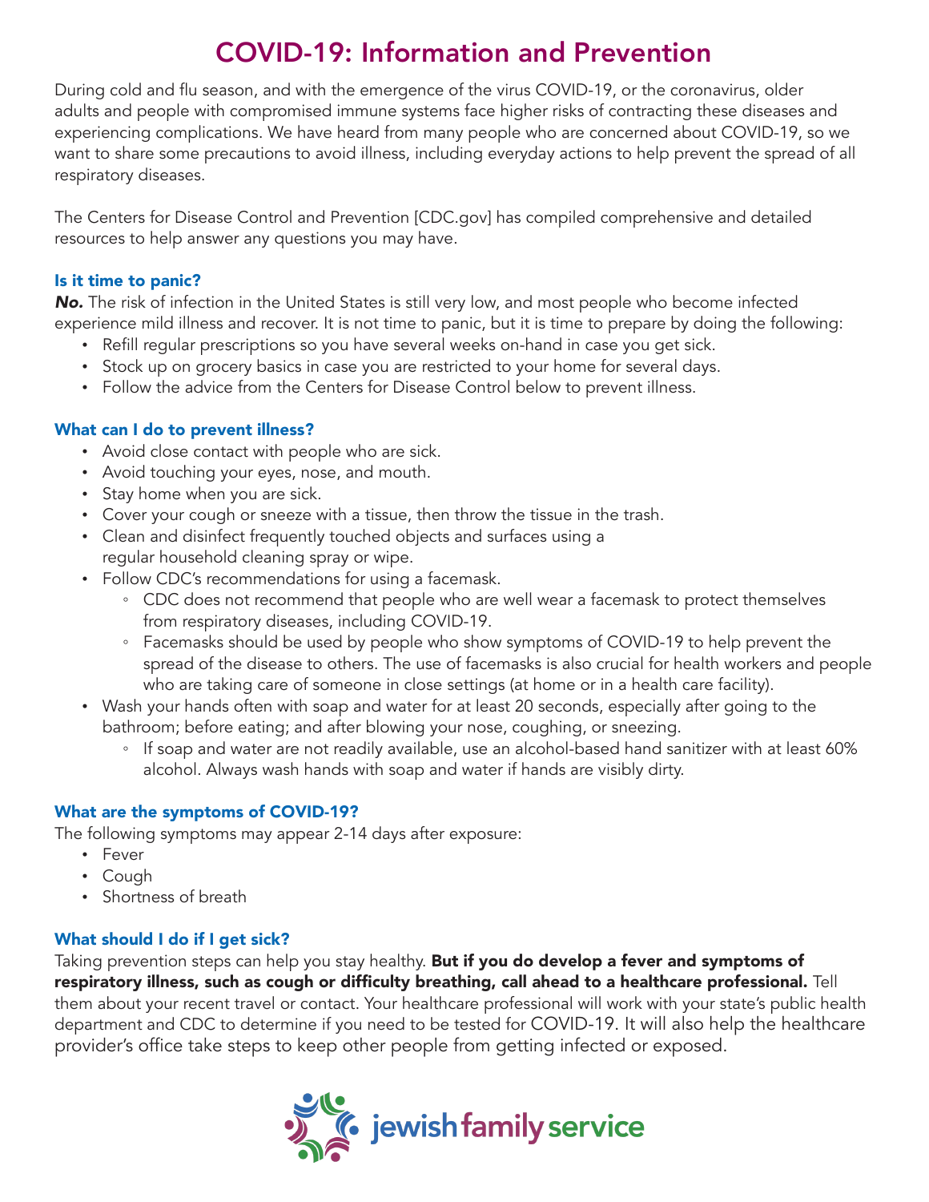# COVID-19: Information and Prevention

During cold and flu season, and with the emergence of the virus COVID-19, or the coronavirus, older adults and people with compromised immune systems face higher risks of contracting these diseases and experiencing complications. We have heard from many people who are concerned about COVID-19, so we want to share some precautions to avoid illness, including everyday actions to help prevent the spread of all respiratory diseases.

The Centers for Disease Control and Prevention [CDC.gov] has compiled comprehensive and detailed resources to help answer any questions you may have.

### Is it time to panic?

***No.*** The risk of infection in the United States is still very low, and most people who become infected experience mild illness and recover. It is not time to panic, but it is time to prepare by doing the following:

- Refill regular prescriptions so you have several weeks on-hand in case you get sick.
- Stock up on grocery basics in case you are restricted to your home for several days.
- Follow the advice from the Centers for Disease Control below to prevent illness.

### What can I do to prevent illness?

- Avoid close contact with people who are sick.
- Avoid touching your eyes, nose, and mouth.
- Stay home when you are sick.
- Cover your cough or sneeze with a tissue, then throw the tissue in the trash.
- Clean and disinfect frequently touched objects and surfaces using a regular household cleaning spray or wipe.
- Follow CDC's recommendations for using a facemask.
  - CDC does not recommend that people who are well wear a facemask to protect themselves from respiratory diseases, including COVID-19.
  - Facemasks should be used by people who show symptoms of COVID-19 to help prevent the spread of the disease to others. The use of facemasks is also crucial for health workers and people who are taking care of someone in close settings (at home or in a health care facility).
- Wash your hands often with soap and water for at least 20 seconds, especially after going to the bathroom; before eating; and after blowing your nose, coughing, or sneezing.
  - If soap and water are not readily available, use an alcohol-based hand sanitizer with at least 60% alcohol. Always wash hands with soap and water if hands are visibly dirty.

### What are the symptoms of COVID-19?

The following symptoms may appear 2-14 days after exposure:

- Fever
- Cough
- Shortness of breath

### What should I do if I get sick?

Taking prevention steps can help you stay healthy. **But if you do develop a fever and symptoms of respiratory illness, such as cough or difficulty breathing, call ahead to a healthcare professional.** Tell them about your recent travel or contact. Your healthcare professional will work with your state's public health department and CDC to determine if you need to be tested for COVID-19. It will also help the healthcare provider's office take steps to keep other people from getting infected or exposed.

jewish family service